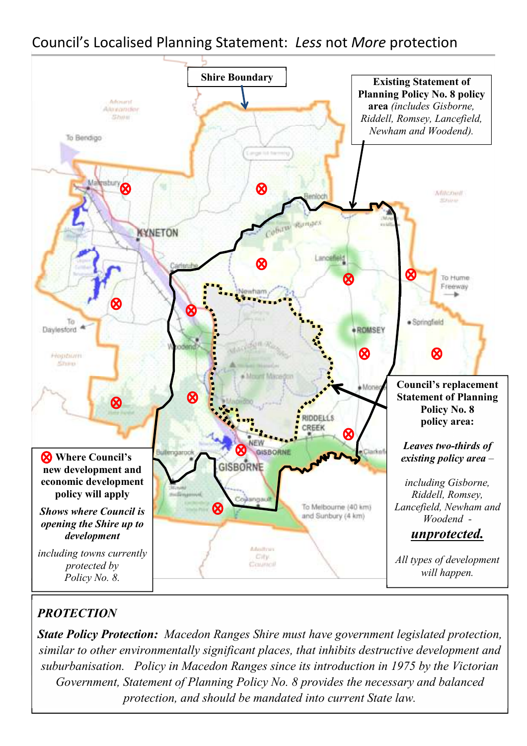# Council's Localised Planning Statement: *Less* not *More* protection

**Shire Boundary**

**Existing Statement of Planning Policy No. 8 policy area** *(includes Gisborne, Riddell, Romsey, Lancefield, Newham and Woodend).*

**⊗ Where Council's new development and economic development policy will apply**

***Shows where Council is opening the Shire up to development***

*including towns currently protected by Policy No. 8.*

**Council's replacement Statement of Planning Policy No. 8 policy area:**

***Leaves two-thirds of existing policy area –***

*including Gisborne, Riddell, Romsey, Lancefield, Newham and Woodend -*

***unprotected.***

*All types of development will happen.*

***PROTECTION***

***State Policy Protection:*** *Macedon Ranges Shire must have government legislated protection, similar to other environmentally significant places, that inhibits destructive development and suburbanisation. Policy in Macedon Ranges since its introduction in 1975 by the Victorian Government, Statement of Planning Policy No. 8 provides the necessary and balanced protection, and should be mandated into current State law.*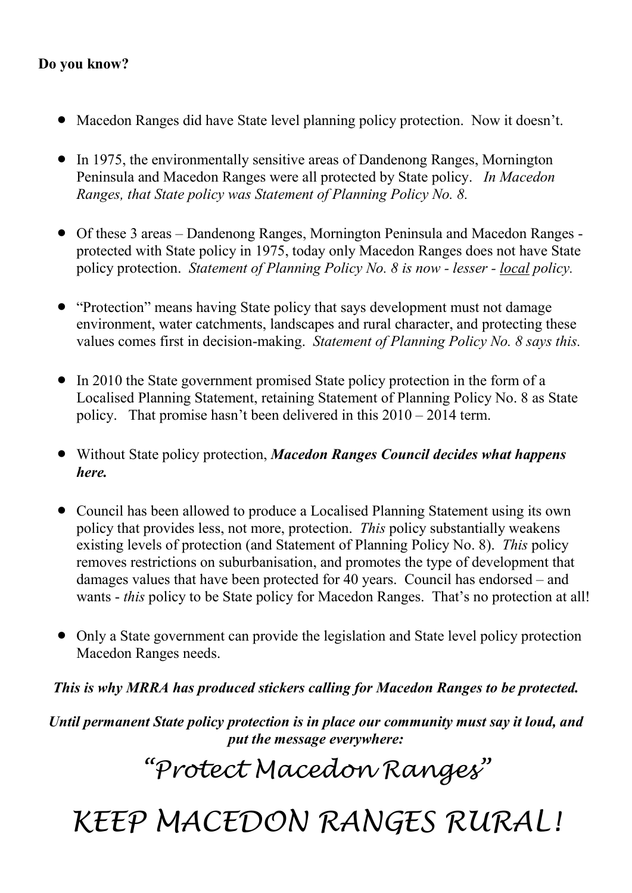**Do you know?**

- Macedon Ranges did have State level planning policy protection. Now it doesn't.
- In 1975, the environmentally sensitive areas of Dandenong Ranges, Mornington Peninsula and Macedon Ranges were all protected by State policy. *In Macedon Ranges, that State policy was Statement of Planning Policy No. 8.*
- Of these 3 areas – Dandenong Ranges, Mornington Peninsula and Macedon Ranges - protected with State policy in 1975, today only Macedon Ranges does not have State policy protection. *Statement of Planning Policy No. 8 is now - lesser - <u>local</u> policy.*
- "Protection" means having State policy that says development must not damage environment, water catchments, landscapes and rural character, and protecting these values comes first in decision-making. *Statement of Planning Policy No. 8 says this.*
- In 2010 the State government promised State policy protection in the form of a Localised Planning Statement, retaining Statement of Planning Policy No. 8 as State policy. That promise hasn't been delivered in this 2010 – 2014 term.
- Without State policy protection, ***Macedon Ranges Council decides what happens here.***
- Council has been allowed to produce a Localised Planning Statement using its own policy that provides less, not more, protection. *This* policy substantially weakens existing levels of protection (and Statement of Planning Policy No. 8). *This* policy removes restrictions on suburbanisation, and promotes the type of development that damages values that have been protected for 40 years. Council has endorsed – and wants - *this* policy to be State policy for Macedon Ranges. That's no protection at all!
- Only a State government can provide the legislation and State level policy protection Macedon Ranges needs.

***This is why MRRA has produced stickers calling for Macedon Ranges to be protected.***

***Until permanent State policy protection is in place our community must say it loud, and put the message everywhere:***

# "Protect Macedon Ranges"

# KEEP MACEDON RANGES RURAL!